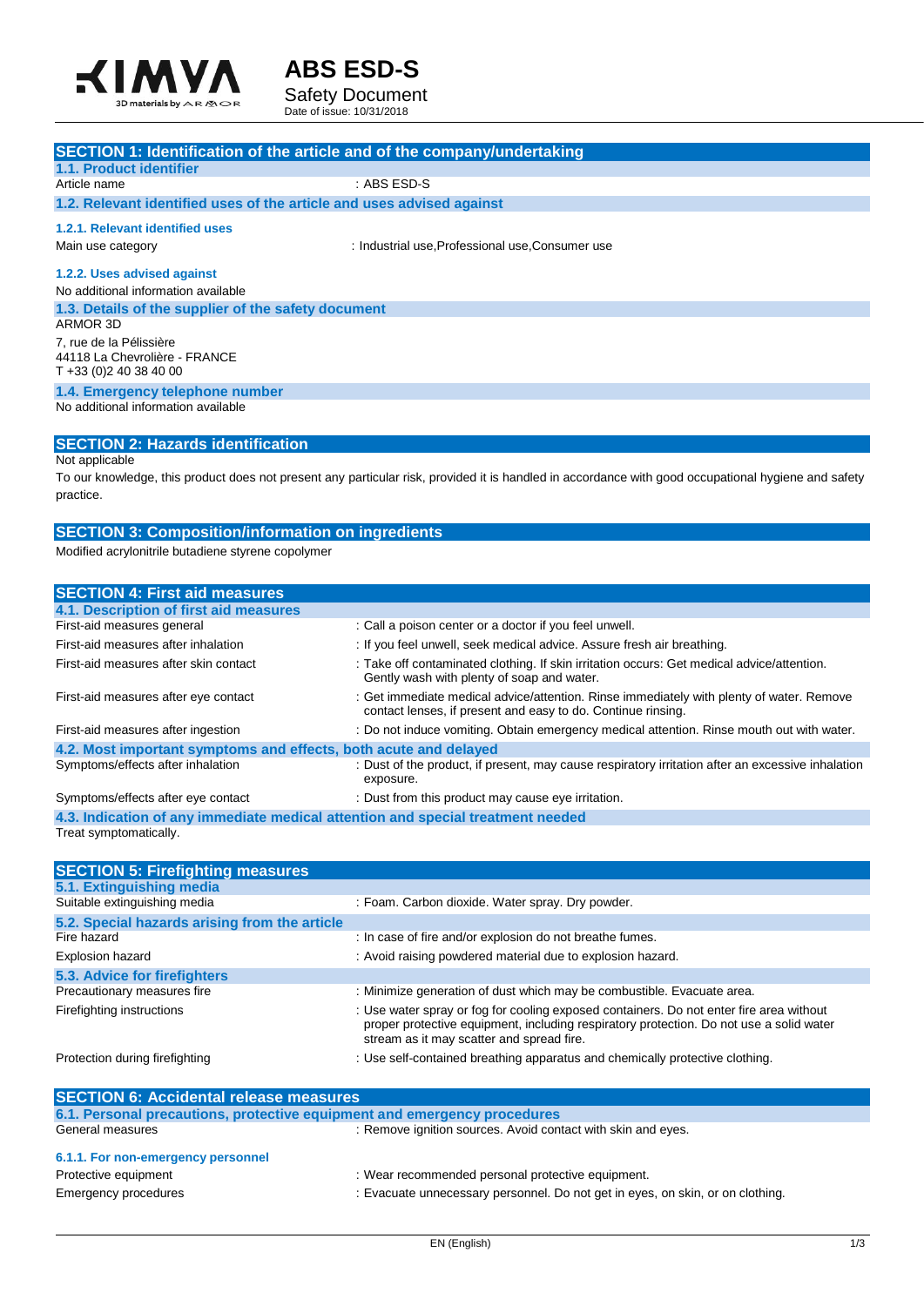# ABS ESD-S

Safety Document
Date of issue: 10/31/2018

## SECTION 1: Identification of the article and of the company/undertaking

### 1.1. Product identifier

Article name : ABS ESD-S

### 1.2. Relevant identified uses of the article and uses advised against

#### 1.2.1. Relevant identified uses

Main use category : Industrial use,Professional use,Consumer use

#### 1.2.2. Uses advised against

No additional information available

### 1.3. Details of the supplier of the safety document

ARMOR 3D
7, rue de la Pélissière
44118 La Chevrolière - FRANCE
T +33 (0)2 40 38 40 00

### 1.4. Emergency telephone number

No additional information available

## SECTION 2: Hazards identification

Not applicable

To our knowledge, this product does not present any particular risk, provided it is handled in accordance with good occupational hygiene and safety practice.

## SECTION 3: Composition/information on ingredients

Modified acrylonitrile butadiene styrene copolymer

## SECTION 4: First aid measures

### 4.1. Description of first aid measures

| | |
|---|---|
| First-aid measures general | : Call a poison center or a doctor if you feel unwell. |
| First-aid measures after inhalation | : If you feel unwell, seek medical advice. Assure fresh air breathing. |
| First-aid measures after skin contact | : Take off contaminated clothing. If skin irritation occurs: Get medical advice/attention. Gently wash with plenty of soap and water. |
| First-aid measures after eye contact | : Get immediate medical advice/attention. Rinse immediately with plenty of water. Remove contact lenses, if present and easy to do. Continue rinsing. |
| First-aid measures after ingestion | : Do not induce vomiting. Obtain emergency medical attention. Rinse mouth out with water. |

### 4.2. Most important symptoms and effects, both acute and delayed

| | |
|---|---|
| Symptoms/effects after inhalation | : Dust of the product, if present, may cause respiratory irritation after an excessive inhalation exposure. |
| Symptoms/effects after eye contact | : Dust from this product may cause eye irritation. |

### 4.3. Indication of any immediate medical attention and special treatment needed

Treat symptomatically.

## SECTION 5: Firefighting measures

### 5.1. Extinguishing media

Suitable extinguishing media : Foam. Carbon dioxide. Water spray. Dry powder.

### 5.2. Special hazards arising from the article

| | |
|---|---|
| Fire hazard | : In case of fire and/or explosion do not breathe fumes. |
| Explosion hazard | : Avoid raising powdered material due to explosion hazard. |

### 5.3. Advice for firefighters

| | |
|---|---|
| Precautionary measures fire | : Minimize generation of dust which may be combustible. Evacuate area. |
| Firefighting instructions | : Use water spray or fog for cooling exposed containers. Do not enter fire area without proper protective equipment, including respiratory protection. Do not use a solid water stream as it may scatter and spread fire. |
| Protection during firefighting | : Use self-contained breathing apparatus and chemically protective clothing. |

## SECTION 6: Accidental release measures

### 6.1. Personal precautions, protective equipment and emergency procedures

General measures : Remove ignition sources. Avoid contact with skin and eyes.

#### 6.1.1. For non-emergency personnel

| | |
|---|---|
| Protective equipment | : Wear recommended personal protective equipment. |
| Emergency procedures | : Evacuate unnecessary personnel. Do not get in eyes, on skin, or on clothing. |

EN (English)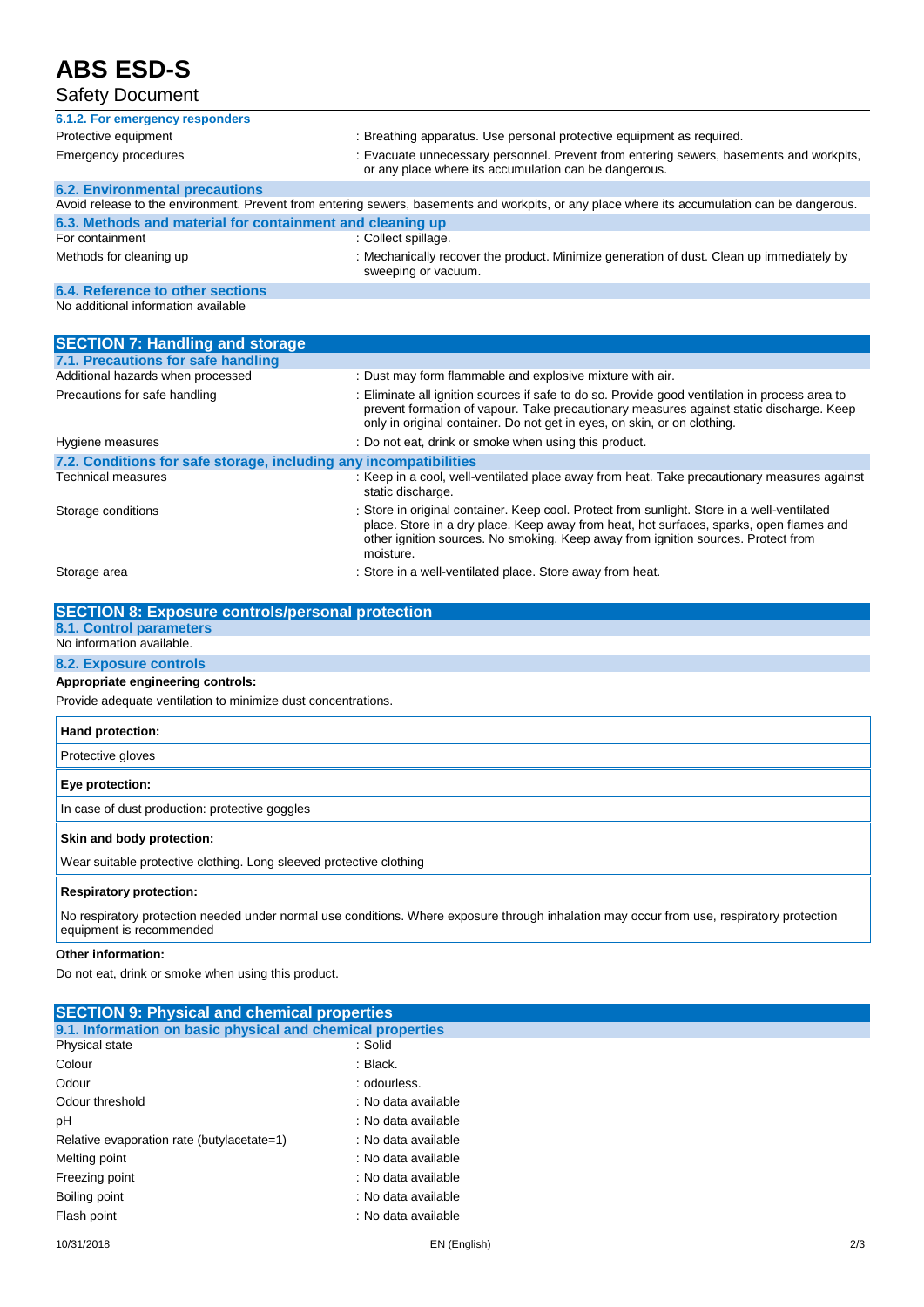#### 6.1.2. For emergency responders

| | |
|---|---|
| Protective equipment | : Breathing apparatus. Use personal protective equipment as required. |
| Emergency procedures | : Evacuate unnecessary personnel. Prevent from entering sewers, basements and workpits, or any place where its accumulation can be dangerous. |

### 6.2. Environmental precautions

Avoid release to the environment. Prevent from entering sewers, basements and workpits, or any place where its accumulation can be dangerous.

### 6.3. Methods and material for containment and cleaning up

| | |
|---|---|
| For containment | : Collect spillage. |
| Methods for cleaning up | : Mechanically recover the product. Minimize generation of dust. Clean up immediately by sweeping or vacuum. |

### 6.4. Reference to other sections

No additional information available

## SECTION 7: Handling and storage

### 7.1. Precautions for safe handling

| | |
|---|---|
| Additional hazards when processed | : Dust may form flammable and explosive mixture with air. |
| Precautions for safe handling | : Eliminate all ignition sources if safe to do so. Provide good ventilation in process area to prevent formation of vapour. Take precautionary measures against static discharge. Keep only in original container. Do not get in eyes, on skin, or on clothing. |
| Hygiene measures | : Do not eat, drink or smoke when using this product. |

### 7.2. Conditions for safe storage, including any incompatibilities

| | |
|---|---|
| Technical measures | : Keep in a cool, well-ventilated place away from heat. Take precautionary measures against static discharge. |
| Storage conditions | : Store in original container. Keep cool. Protect from sunlight. Store in a well-ventilated place. Store in a dry place. Keep away from heat, hot surfaces, sparks, open flames and other ignition sources. No smoking. Keep away from ignition sources. Protect from moisture. |
| Storage area | : Store in a well-ventilated place. Store away from heat. |

## SECTION 8: Exposure controls/personal protection

### 8.1. Control parameters

No information available.

### 8.2. Exposure controls

**Appropriate engineering controls:**

Provide adequate ventilation to minimize dust concentrations.

**Hand protection:**

Protective gloves

**Eye protection:**

In case of dust production: protective goggles

**Skin and body protection:**

Wear suitable protective clothing. Long sleeved protective clothing

**Respiratory protection:**

No respiratory protection needed under normal use conditions. Where exposure through inhalation may occur from use, respiratory protection equipment is recommended

**Other information:**

Do not eat, drink or smoke when using this product.

## SECTION 9: Physical and chemical properties

### 9.1. Information on basic physical and chemical properties

| | |
|---|---|
| Physical state | : Solid |
| Colour | : Black. |
| Odour | : odourless. |
| Odour threshold | : No data available |
| pH | : No data available |
| Relative evaporation rate (butylacetate=1) | : No data available |
| Melting point | : No data available |
| Freezing point | : No data available |
| Boiling point | : No data available |
| Flash point | : No data available |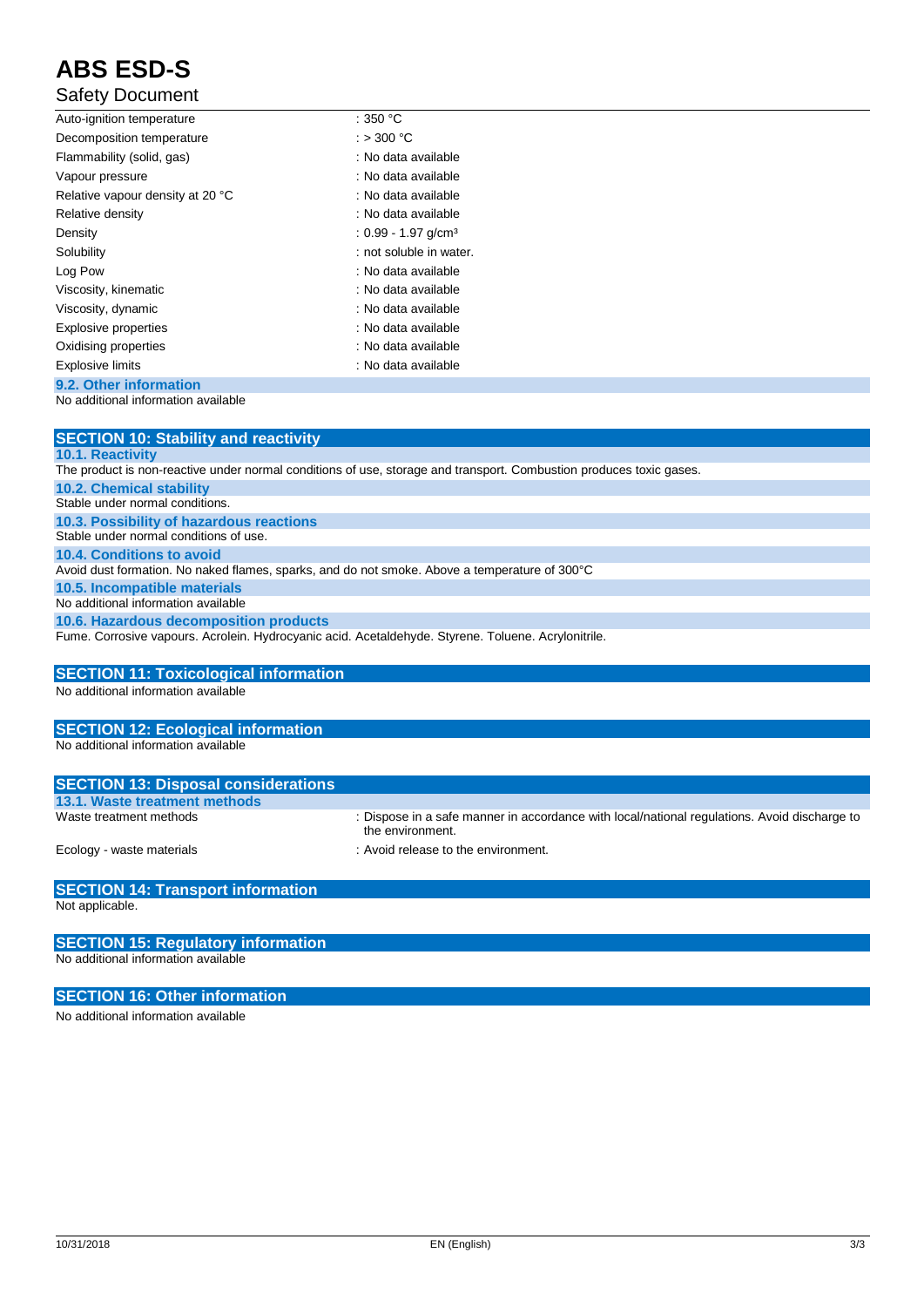| | |
|---|---|
| Auto-ignition temperature | : 350 °C |
| Decomposition temperature | : > 300 °C |
| Flammability (solid, gas) | : No data available |
| Vapour pressure | : No data available |
| Relative vapour density at 20 °C | : No data available |
| Relative density | : No data available |
| Density | : 0.99 - 1.97 g/cm³ |
| Solubility | : not soluble in water. |
| Log Pow | : No data available |
| Viscosity, kinematic | : No data available |
| Viscosity, dynamic | : No data available |
| Explosive properties | : No data available |
| Oxidising properties | : No data available |
| Explosive limits | : No data available |

### 9.2. Other information

No additional information available

## SECTION 10: Stability and reactivity

### 10.1. Reactivity

The product is non-reactive under normal conditions of use, storage and transport. Combustion produces toxic gases.

### 10.2. Chemical stability

Stable under normal conditions.

### 10.3. Possibility of hazardous reactions

Stable under normal conditions of use.

### 10.4. Conditions to avoid

Avoid dust formation. No naked flames, sparks, and do not smoke. Above a temperature of 300°C

### 10.5. Incompatible materials

No additional information available

### 10.6. Hazardous decomposition products

Fume. Corrosive vapours. Acrolein. Hydrocyanic acid. Acetaldehyde. Styrene. Toluene. Acrylonitrile.

## SECTION 11: Toxicological information

No additional information available

## SECTION 12: Ecological information

No additional information available

## SECTION 13: Disposal considerations

### 13.1. Waste treatment methods

| | |
|---|---|
| Waste treatment methods | : Dispose in a safe manner in accordance with local/national regulations. Avoid discharge to the environment. |
| Ecology - waste materials | : Avoid release to the environment. |

## SECTION 14: Transport information

Not applicable.

## SECTION 15: Regulatory information

No additional information available

## SECTION 16: Other information

No additional information available